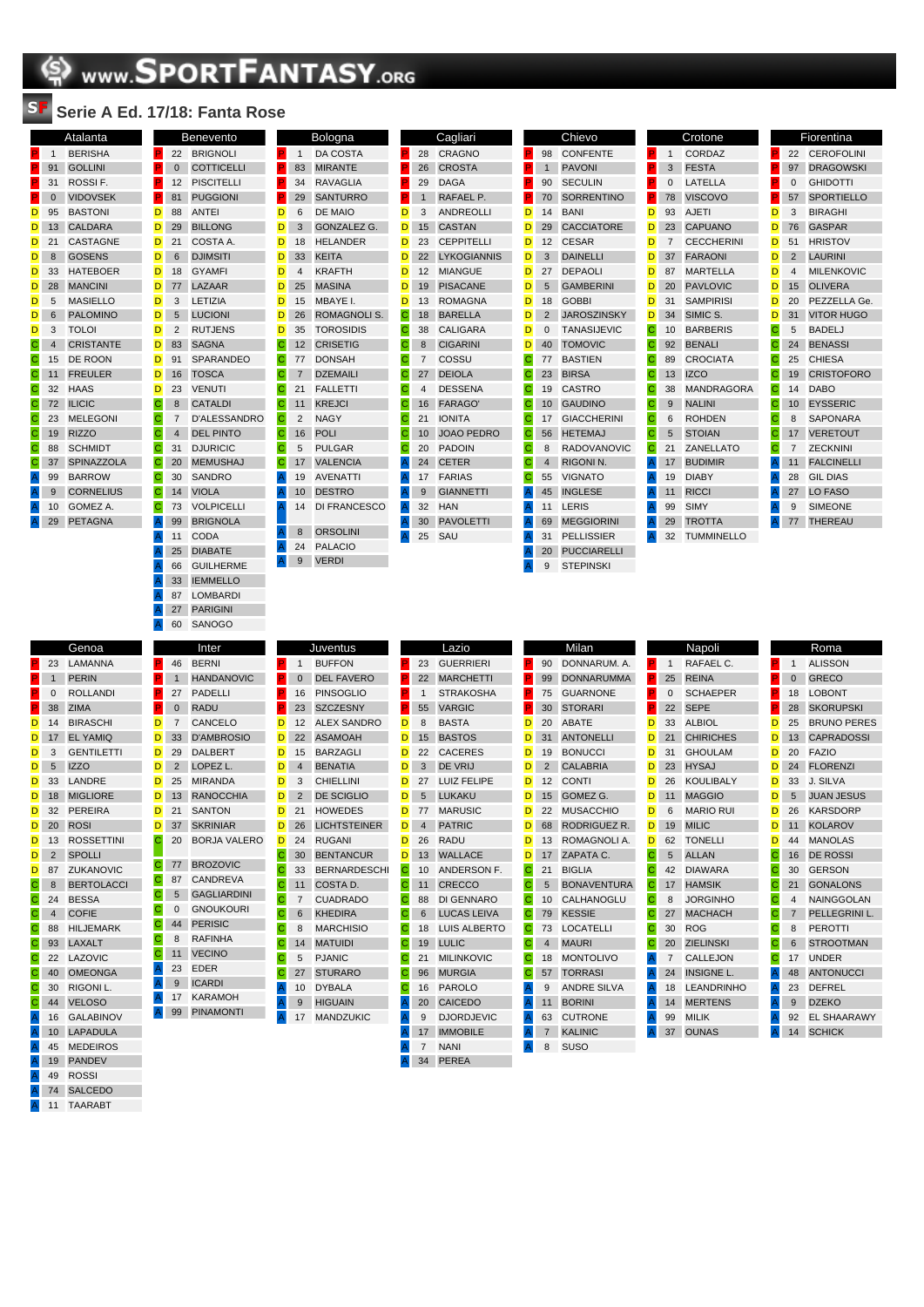# www.SPORTFANTASY.org

## Serie A Ed. 17/18: Fanta Rose

### Atalanta

| Ruolo | N. | Giocatore |
|---|---|---|
| P | 1 | BERISHA |
| P | 91 | GOLLINI |
| P | 31 | ROSSI F. |
| P | 0 | VIDOVSEK |
| D | 95 | BASTONI |
| D | 13 | CALDARA |
| D | 21 | CASTAGNE |
| D | 8 | GOSENS |
| D | 33 | HATEBOER |
| D | 28 | MANCINI |
| D | 5 | MASIELLO |
| D | 6 | PALOMINO |
| D | 3 | TOLOI |
| C | 4 | CRISTANTE |
| C | 15 | DE ROON |
| C | 11 | FREULER |
| C | 32 | HAAS |
| C | 72 | ILICIC |
| C | 23 | MELEGONI |
| C | 19 | RIZZO |
| C | 88 | SCHMIDT |
| C | 37 | SPINAZZOLA |
| A | 99 | BARROW |
| A | 9 | CORNELIUS |
| A | 10 | GOMEZ A. |
| A | 29 | PETAGNA |

### Benevento

| Ruolo | N. | Giocatore |
|---|---|---|
| P | 22 | BRIGNOLI |
| P | 0 | COTTICELLI |
| P | 12 | PISCITELLI |
| P | 81 | PUGGIONI |
| D | 88 | ANTEI |
| D | 21 | COSTA A. |
| D | 6 | DJIMSITI |
| D | 18 | GYAMFI |
| D | 77 | LAZAAR |
| D | 3 | LETIZIA |
| D | 5 | LUCIONI |
| D | 2 | RUTJENS |
| D | 83 | SAGNA |
| D | 91 | SPARANDEO |
| D | 16 | TOSCA |
| D | 23 | VENUTI |
| C | 8 | CATALDI |
| C | 7 | D'ALESSANDRO |
| C | 4 | DEL PINTO |
| C | 31 | DJURICIC |
| C | 20 | MEMUSHAJ |
| C | 30 | SANDRO |
| C | 14 | VIOLA |
| C | 73 | VOLPICELLI |
| A | 99 | BRIGNOLA |
| A | 11 | CODA |
| A | 25 | DIABATE |
| A | 66 | GUILHERME |
| A | 33 | IEMMELLO |
| A | 87 | LOMBARDI |
| A | 27 | PARIGINI |
| A | 60 | SANOGO |

### Bologna

| Ruolo | N. | Giocatore |
|---|---|---|
| P | 1 | DA COSTA |
| P | 83 | MIRANTE |
| P | 34 | RAVAGLIA |
| P | 29 | SANTURRO |
| D | 6 | DE MAIO |
| D | 3 | GONZALEZ G. |
| D | 18 | HELANDER |
| D | 33 | KEITA |
| D | 4 | KRAFTH |
| D | 25 | MASINA |
| D | 15 | MBAYE I. |
| D | 26 | ROMAGNOLI S. |
| D | 35 | TOROSIDIS |
| C | 12 | CRISETIG |
| C | 77 | DONSAH |
| C | 7 | DZEMAILI |
| C | 21 | FALLETTI |
| C | 11 | KREJCI |
| C | 2 | NAGY |
| C | 16 | POLI |
| C | 5 | PULGAR |
| C | 17 | VALENCIA |
| A | 19 | AVENATTI |
| A | 10 | DESTRO |
| A | 14 | DI FRANCESCO |
| A | 8 | ORSOLINI |
| A | 24 | PALACIO |
| A | 9 | VERDI |

### Cagliari

| Ruolo | N. | Giocatore |
|---|---|---|
| P | 28 | CRAGNO |
| P | 26 | CROSTA |
| P | 29 | DAGA |
| P | 1 | RAFAEL P. |
| D | 3 | ANDREOLLI |
| D | 15 | CASTAN |
| D | 23 | CEPPITELLI |
| D | 22 | LYKOGIANNIS |
| D | 12 | MIANGUE |
| D | 19 | PISACANE |
| D | 13 | ROMAGNA |
| C | 18 | BARELLA |
| C | 38 | CALIGARA |
| C | 8 | CIGARINI |
| C | 7 | COSSU |
| C | 27 | DEIOLA |
| C | 4 | DESSENA |
| C | 16 | FARAGO' |
| C | 21 | IONITA |
| C | 10 | JOAO PEDRO |
| C | 20 | PADOIN |
| A | 24 | CETER |
| A | 17 | FARIAS |
| A | 9 | GIANNETTI |
| A | 32 | HAN |
| A | 30 | PAVOLETTI |
| A | 25 | SAU |

### Chievo

| Ruolo | N. | Giocatore |
|---|---|---|
| P | 98 | CONFENTE |
| P | 1 | PAVONI |
| P | 90 | SECULIN |
| P | 70 | SORRENTINO |
| D | 14 | BANI |
| D | 29 | CACCIATORE |
| D | 12 | CESAR |
| D | 3 | DAINELLI |
| D | 27 | DEPAOLI |
| D | 5 | GAMBERINI |
| D | 18 | GOBBI |
| D | 2 | JAROSZINSKY |
| D | 0 | TANASIJEVIC |
| D | 40 | TOMOVIC |
| C | 77 | BASTIEN |
| C | 23 | BIRSA |
| C | 19 | CASTRO |
| C | 10 | GAUDINO |
| C | 17 | GIACCHERINI |
| C | 56 | HETEMAJ |
| C | 8 | RADOVANOVIC |
| C | 4 | RIGONI N. |
| C | 55 | VIGNATO |
| A | 45 | INGLESE |
| A | 11 | LERIS |
| A | 69 | MEGGIORINI |
| A | 31 | PELLISSIER |
| A | 20 | PUCCIARELLI |
| A | 9 | STEPINSKI |

### Crotone

| Ruolo | N. | Giocatore |
|---|---|---|
| P | 1 | CORDAZ |
| P | 3 | FESTA |
| P | 0 | LATELLA |
| P | 78 | VISCOVO |
| D | 93 | AJETI |
| D | 23 | CAPUANO |
| D | 7 | CECCHERINI |
| D | 37 | FARAONI |
| D | 87 | MARTELLA |
| D | 20 | PAVLOVIC |
| D | 31 | SAMPIRISI |
| D | 34 | SIMIC S. |
| C | 10 | BARBERIS |
| C | 92 | BENALI |
| C | 89 | CROCIATA |
| C | 13 | IZCO |
| C | 38 | MANDRAGORA |
| C | 9 | NALINI |
| C | 6 | ROHDEN |
| C | 5 | STOIAN |
| C | 21 | ZANELLATO |
| A | 17 | BUDIMIR |
| A | 19 | DIABY |
| A | 11 | RICCI |
| A | 99 | SIMY |
| A | 29 | TROTTA |
| A | 32 | TUMMINELLO |

### Fiorentina

| Ruolo | N. | Giocatore |
|---|---|---|
| P | 22 | CEROFOLINI |
| P | 97 | DRAGOWSKI |
| P | 0 | GHIDOTTI |
| P | 57 | SPORTIELLO |
| D | 3 | BIRAGHI |
| D | 76 | GASPAR |
| D | 51 | HRISTOV |
| D | 2 | LAURINI |
| D | 4 | MILENKOVIC |
| D | 15 | OLIVERA |
| D | 20 | PEZZELLA Ge. |
| D | 31 | VITOR HUGO |
| C | 5 | BADELJ |
| C | 24 | BENASSI |
| C | 25 | CHIESA |
| C | 19 | CRISTOFORO |
| C | 14 | DABO |
| C | 10 | EYSSERIC |
| C | 8 | SAPONARA |
| C | 17 | VERETOUT |
| C | 7 | ZECKNINI |
| A | 11 | FALCINELLI |
| A | 28 | GIL DIAS |
| A | 27 | LO FASO |
| A | 9 | SIMEONE |
| A | 77 | THEREAU |

### Genoa

| Ruolo | N. | Giocatore |
|---|---|---|
| P | 23 | LAMANNA |
| P | 1 | PERIN |
| P | 0 | ROLLANDI |
| P | 38 | ZIMA |
| D | 14 | BIRASCHI |
| D | 17 | EL YAMIQ |
| D | 3 | GENTILETTI |
| D | 5 | IZZO |
| D | 33 | LANDRE |
| D | 18 | MIGLIORE |
| D | 32 | PEREIRA |
| D | 20 | ROSI |
| D | 13 | ROSSETTINI |
| D | 2 | SPOLLI |
| D | 87 | ZUKANOVIC |
| C | 8 | BERTOLACCI |
| C | 24 | BESSA |
| C | 4 | COFIE |
| C | 88 | HILJEMARK |
| C | 93 | LAXALT |
| C | 22 | LAZOVIC |
| C | 40 | OMEONGA |
| C | 30 | RIGONI L. |
| C | 44 | VELOSO |
| A | 16 | GALABINOV |
| A | 10 | LAPADULA |
| A | 45 | MEDEIROS |
| A | 19 | PANDEV |
| A | 49 | ROSSI |
| A | 74 | SALCEDO |
| A | 11 | TAARABT |

### Inter

| Ruolo | N. | Giocatore |
|---|---|---|
| P | 46 | BERNI |
| P | 1 | HANDANOVIC |
| P | 27 | PADELLI |
| P | 0 | RADU |
| D | 7 | CANCELO |
| D | 33 | D'AMBROSIO |
| D | 29 | DALBERT |
| D | 2 | LOPEZ L. |
| D | 25 | MIRANDA |
| D | 13 | RANOCCHIA |
| D | 21 | SANTON |
| D | 37 | SKRINIAR |
| C | 20 | BORJA VALERO |
| C | 77 | BROZOVIC |
| C | 87 | CANDREVA |
| C | 5 | GAGLIARDINI |
| C | 0 | GNOUKOURI |
| C | 44 | PERISIC |
| C | 8 | RAFINHA |
| C | 11 | VECINO |
| A | 23 | EDER |
| A | 9 | ICARDI |
| A | 17 | KARAMOH |
| A | 99 | PINAMONTI |

### Juventus

| Ruolo | N. | Giocatore |
|---|---|---|
| P | 1 | BUFFON |
| P | 0 | DEL FAVERO |
| P | 16 | PINSOGLIO |
| P | 23 | SZCZESNY |
| D | 12 | ALEX SANDRO |
| D | 22 | ASAMOAH |
| D | 15 | BARZAGLI |
| D | 4 | BENATIA |
| D | 3 | CHIELLINI |
| D | 2 | DE SCIGLIO |
| D | 21 | HOWEDES |
| D | 26 | LICHTSTEINER |
| D | 24 | RUGANI |
| C | 30 | BENTANCUR |
| C | 33 | BERNARDESCHI |
| C | 11 | COSTA D. |
| C | 7 | CUADRADO |
| C | 6 | KHEDIRA |
| C | 8 | MARCHISIO |
| C | 14 | MATUIDI |
| C | 5 | PJANIC |
| C | 27 | STURARO |
| A | 10 | DYBALA |
| A | 9 | HIGUAIN |
| A | 17 | MANDZUKIC |

### Lazio

| Ruolo | N. | Giocatore |
|---|---|---|
| P | 23 | GUERRIERI |
| P | 22 | MARCHETTI |
| P | 1 | STRAKOSHA |
| P | 55 | VARGIC |
| D | 8 | BASTA |
| D | 15 | BASTOS |
| D | 22 | CACERES |
| D | 3 | DE VRIJ |
| D | 27 | LUIZ FELIPE |
| D | 5 | LUKAKU |
| D | 77 | MARUSIC |
| D | 4 | PATRIC |
| D | 26 | RADU |
| D | 13 | WALLACE |
| C | 10 | ANDERSON F. |
| C | 11 | CRECCO |
| C | 88 | DI GENNARO |
| C | 6 | LUCAS LEIVA |
| C | 18 | LUIS ALBERTO |
| C | 19 | LULIC |
| C | 21 | MILINKOVIC |
| C | 96 | MURGIA |
| C | 16 | PAROLO |
| A | 20 | CAICEDO |
| A | 9 | DJORDJEVIC |
| A | 17 | IMMOBILE |
| A | 7 | NANI |
| A | 34 | PEREA |

### Milan

| Ruolo | N. | Giocatore |
|---|---|---|
| P | 90 | DONNARUM. A. |
| P | 99 | DONNARUMMA |
| P | 75 | GUARNONE |
| P | 30 | STORARI |
| D | 20 | ABATE |
| D | 31 | ANTONELLI |
| D | 19 | BONUCCI |
| D | 2 | CALABRIA |
| D | 12 | CONTI |
| D | 15 | GOMEZ G. |
| D | 22 | MUSACCHIO |
| D | 68 | RODRIGUEZ R. |
| D | 13 | ROMAGNOLI A. |
| D | 17 | ZAPATA C. |
| C | 21 | BIGLIA |
| C | 5 | BONAVENTURA |
| C | 10 | CALHANOGLU |
| C | 79 | KESSIE |
| C | 73 | LOCATELLI |
| C | 4 | MAURI |
| C | 18 | MONTOLIVO |
| C | 57 | TORRASI |
| A | 9 | ANDRE SILVA |
| A | 11 | BORINI |
| A | 63 | CUTRONE |
| A | 7 | KALINIC |
| A | 8 | SUSO |

### Napoli

| Ruolo | N. | Giocatore |
|---|---|---|
| P | 1 | RAFAEL C. |
| P | 25 | REINA |
| P | 0 | SCHAEPER |
| P | 22 | SEPE |
| D | 33 | ALBIOL |
| D | 21 | CHIRICHES |
| D | 31 | GHOULAM |
| D | 23 | HYSAJ |
| D | 26 | KOULIBALY |
| D | 11 | MAGGIO |
| D | 6 | MARIO RUI |
| D | 19 | MILIC |
| D | 62 | TONELLI |
| C | 5 | ALLAN |
| C | 42 | DIAWARA |
| C | 17 | HAMSIK |
| C | 8 | JORGINHO |
| C | 27 | MACHACH |
| C | 30 | ROG |
| C | 20 | ZIELINSKI |
| A | 7 | CALLEJON |
| A | 24 | INSIGNE L. |
| A | 18 | LEANDRINHO |
| A | 14 | MERTENS |
| A | 99 | MILIK |
| A | 37 | OUNAS |

### Roma

| Ruolo | N. | Giocatore |
|---|---|---|
| P | 1 | ALISSON |
| P | 0 | GRECO |
| P | 18 | LOBONT |
| P | 28 | SKORUPSKI |
| D | 25 | BRUNO PERES |
| D | 13 | CAPRADOSSI |
| D | 20 | FAZIO |
| D | 24 | FLORENZI |
| D | 33 | J. SILVA |
| D | 5 | JUAN JESUS |
| D | 26 | KARSDORP |
| D | 11 | KOLAROV |
| D | 44 | MANOLAS |
| C | 16 | DE ROSSI |
| C | 30 | GERSON |
| C | 21 | GONALONS |
| C | 4 | NAINGGOLAN |
| C | 7 | PELLEGRINI L. |
| C | 8 | PEROTTI |
| C | 6 | STROOTMAN |
| C | 17 | UNDER |
| A | 48 | ANTONUCCI |
| A | 23 | DEFREL |
| A | 9 | DZEKO |
| A | 92 | EL SHAARAWY |
| A | 14 | SCHICK |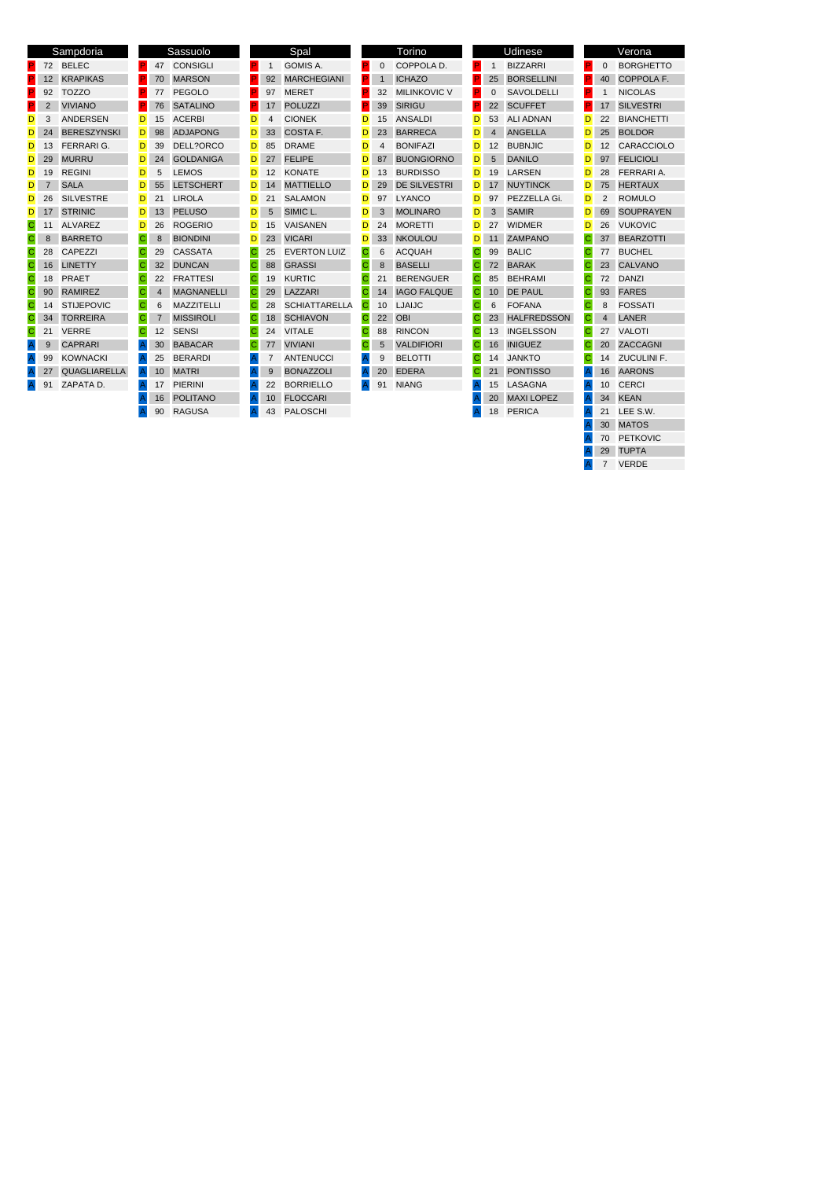| Sampdoria | | |
|---|---|---|
| P | 72 | BELEC |
| P | 12 | KRAPIKAS |
| P | 92 | TOZZO |
| P | 2 | VIVIANO |
| D | 3 | ANDERSEN |
| D | 24 | BERESZYNSKI |
| D | 13 | FERRARI G. |
| D | 29 | MURRU |
| D | 19 | REGINI |
| D | 7 | SALA |
| D | 26 | SILVESTRE |
| D | 17 | STRINIC |
| C | 11 | ALVAREZ |
| C | 8 | BARRETO |
| C | 28 | CAPEZZI |
| C | 16 | LINETTY |
| C | 18 | PRAET |
| C | 90 | RAMIREZ |
| C | 14 | STIJEPOVIC |
| C | 34 | TORREIRA |
| C | 21 | VERRE |
| A | 9 | CAPRARI |
| A | 99 | KOWNACKI |
| A | 27 | QUAGLIARELLA |
| A | 91 | ZAPATA D. |

| Sassuolo | | |
|---|---|---|
| P | 47 | CONSIGLI |
| P | 70 | MARSON |
| P | 77 | PEGOLO |
| P | 76 | SATALINO |
| D | 15 | ACERBI |
| D | 98 | ADJAPONG |
| D | 39 | DELL?ORCO |
| D | 24 | GOLDANIGA |
| D | 5 | LEMOS |
| D | 55 | LETSCHERT |
| D | 21 | LIROLA |
| D | 13 | PELUSO |
| D | 26 | ROGERIO |
| C | 8 | BIONDINI |
| C | 29 | CASSATA |
| C | 32 | DUNCAN |
| C | 22 | FRATTESI |
| C | 4 | MAGNANELLI |
| C | 6 | MAZZITELLI |
| C | 7 | MISSIROLI |
| C | 12 | SENSI |
| A | 30 | BABACAR |
| A | 25 | BERARDI |
| A | 10 | MATRI |
| A | 17 | PIERINI |
| A | 16 | POLITANO |
| A | 90 | RAGUSA |

| Spal | | |
|---|---|---|
| P | 1 | GOMIS A. |
| P | 92 | MARCHEGIANI |
| P | 97 | MERET |
| P | 17 | POLUZZI |
| D | 4 | CIONEK |
| D | 33 | COSTA F. |
| D | 85 | DRAME |
| D | 27 | FELIPE |
| D | 12 | KONATE |
| D | 14 | MATTIELLO |
| D | 21 | SALAMON |
| D | 5 | SIMIC L. |
| D | 15 | VAISANEN |
| D | 23 | VICARI |
| C | 25 | EVERTON LUIZ |
| C | 88 | GRASSI |
| C | 19 | KURTIC |
| C | 29 | LAZZARI |
| C | 28 | SCHIATTARELLA |
| C | 18 | SCHIAVON |
| C | 24 | VITALE |
| C | 77 | VIVIANI |
| A | 7 | ANTENUCCI |
| A | 9 | BONAZZOLI |
| A | 22 | BORRIELLO |
| A | 10 | FLOCCARI |
| A | 43 | PALOSCHI |

| Torino | | |
|---|---|---|
| P | 0 | COPPOLA D. |
| P | 1 | ICHAZO |
| P | 32 | MILINKOVIC V |
| P | 39 | SIRIGU |
| D | 15 | ANSALDI |
| D | 23 | BARRECA |
| D | 4 | BONIFAZI |
| D | 87 | BUONGIORNO |
| D | 13 | BURDISSO |
| D | 29 | DE SILVESTRI |
| D | 97 | LYANCO |
| D | 3 | MOLINARO |
| D | 24 | MORETTI |
| D | 33 | NKOULOU |
| C | 6 | ACQUAH |
| C | 8 | BASELLI |
| C | 21 | BERENGUER |
| C | 14 | IAGO FALQUE |
| C | 10 | LJAJIC |
| C | 22 | OBI |
| C | 88 | RINCON |
| C | 5 | VALDIFIORI |
| A | 9 | BELOTTI |
| A | 20 | EDERA |
| A | 91 | NIANG |

| Udinese | | |
|---|---|---|
| P | 1 | BIZZARRI |
| P | 25 | BORSELLINI |
| P | 0 | SAVOLDELLI |
| P | 22 | SCUFFET |
| D | 53 | ALI ADNAN |
| D | 4 | ANGELLA |
| D | 12 | BUBNJIC |
| D | 5 | DANILO |
| D | 19 | LARSEN |
| D | 17 | NUYTINCK |
| D | 97 | PEZZELLA Gi. |
| D | 3 | SAMIR |
| D | 27 | WIDMER |
| D | 11 | ZAMPANO |
| C | 99 | BALIC |
| C | 72 | BARAK |
| C | 85 | BEHRAMI |
| C | 10 | DE PAUL |
| C | 6 | FOFANA |
| C | 23 | HALFREDSSON |
| C | 13 | INGELSSON |
| C | 16 | INIGUEZ |
| C | 14 | JANKTO |
| C | 21 | PONTISSO |
| A | 15 | LASAGNA |
| A | 20 | MAXI LOPEZ |
| A | 18 | PERICA |

| Verona | | |
|---|---|---|
| P | 0 | BORGHETTO |
| P | 40 | COPPOLA F. |
| P | 1 | NICOLAS |
| P | 17 | SILVESTRI |
| D | 22 | BIANCHETTI |
| D | 25 | BOLDOR |
| D | 12 | CARACCIOLO |
| D | 97 | FELICIOLI |
| D | 28 | FERRARI A. |
| D | 75 | HERTAUX |
| D | 2 | ROMULO |
| D | 69 | SOUPRAYEN |
| D | 26 | VUKOVIC |
| C | 37 | BEARZOTTI |
| C | 77 | BUCHEL |
| C | 23 | CALVANO |
| C | 72 | DANZI |
| C | 93 | FARES |
| C | 8 | FOSSATI |
| C | 4 | LANER |
| C | 27 | VALOTI |
| C | 20 | ZACCAGNI |
| C | 14 | ZUCULINI F. |
| A | 16 | AARONS |
| A | 10 | CERCI |
| A | 34 | KEAN |
| A | 21 | LEE S.W. |
| A | 30 | MATOS |
| A | 70 | PETKOVIC |
| A | 29 | TUPTA |
| A | 7 | VERDE |